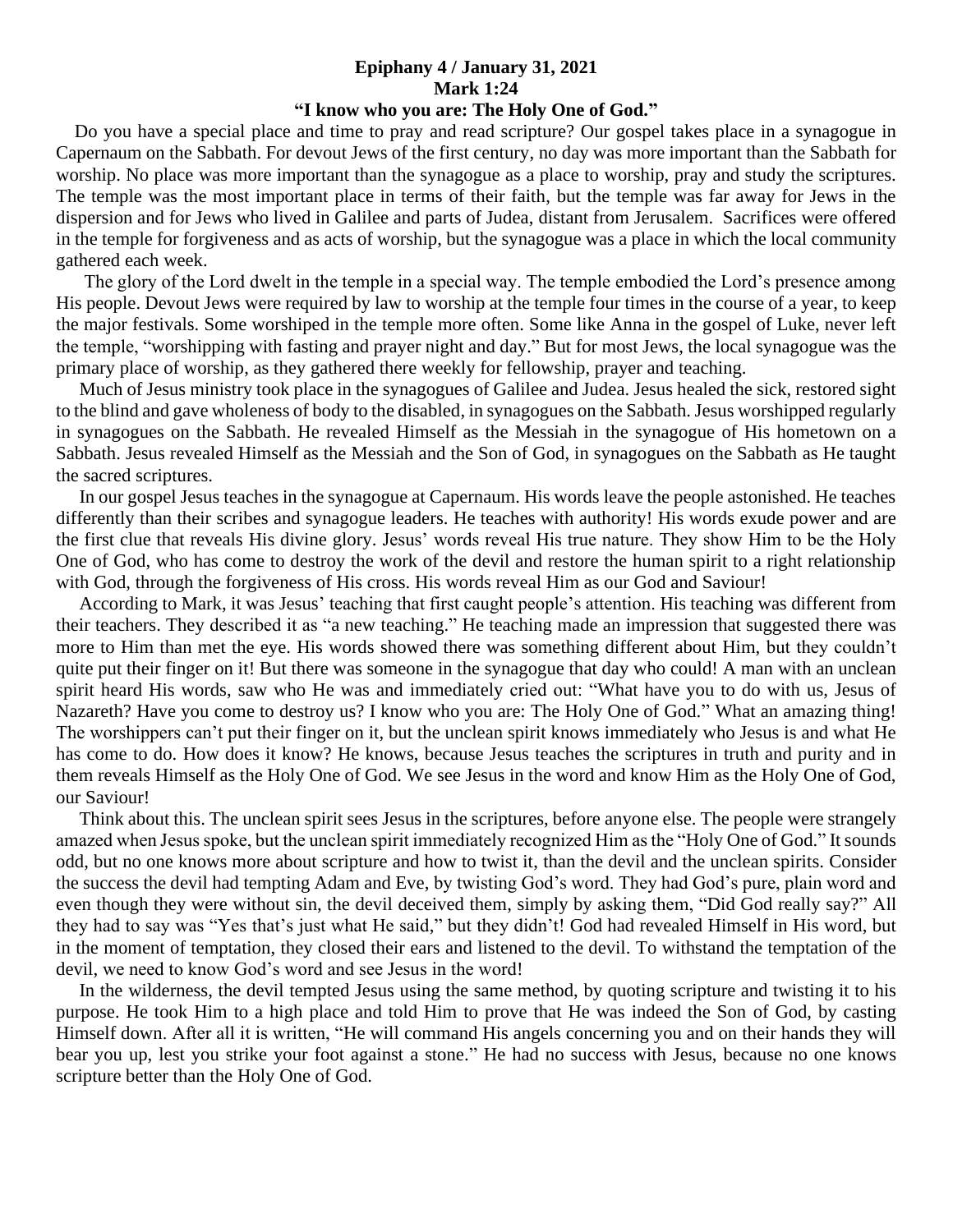**Epiphany 4 / January 31, 2021**
**Mark 1:24**
**"I know who you are: The Holy One of God."**

Do you have a special place and time to pray and read scripture? Our gospel takes place in a synagogue in Capernaum on the Sabbath. For devout Jews of the first century, no day was more important than the Sabbath for worship. No place was more important than the synagogue as a place to worship, pray and study the scriptures. The temple was the most important place in terms of their faith, but the temple was far away for Jews in the dispersion and for Jews who lived in Galilee and parts of Judea, distant from Jerusalem. Sacrifices were offered in the temple for forgiveness and as acts of worship, but the synagogue was a place in which the local community gathered each week.

The glory of the Lord dwelt in the temple in a special way. The temple embodied the Lord's presence among His people. Devout Jews were required by law to worship at the temple four times in the course of a year, to keep the major festivals. Some worshiped in the temple more often. Some like Anna in the gospel of Luke, never left the temple, "worshipping with fasting and prayer night and day." But for most Jews, the local synagogue was the primary place of worship, as they gathered there weekly for fellowship, prayer and teaching.

Much of Jesus ministry took place in the synagogues of Galilee and Judea. Jesus healed the sick, restored sight to the blind and gave wholeness of body to the disabled, in synagogues on the Sabbath. Jesus worshipped regularly in synagogues on the Sabbath. He revealed Himself as the Messiah in the synagogue of His hometown on a Sabbath. Jesus revealed Himself as the Messiah and the Son of God, in synagogues on the Sabbath as He taught the sacred scriptures.

In our gospel Jesus teaches in the synagogue at Capernaum. His words leave the people astonished. He teaches differently than their scribes and synagogue leaders. He teaches with authority! His words exude power and are the first clue that reveals His divine glory. Jesus' words reveal His true nature. They show Him to be the Holy One of God, who has come to destroy the work of the devil and restore the human spirit to a right relationship with God, through the forgiveness of His cross. His words reveal Him as our God and Saviour!

According to Mark, it was Jesus' teaching that first caught people's attention. His teaching was different from their teachers. They described it as "a new teaching." He teaching made an impression that suggested there was more to Him than met the eye. His words showed there was something different about Him, but they couldn't quite put their finger on it! But there was someone in the synagogue that day who could! A man with an unclean spirit heard His words, saw who He was and immediately cried out: "What have you to do with us, Jesus of Nazareth? Have you come to destroy us? I know who you are: The Holy One of God." What an amazing thing! The worshippers can't put their finger on it, but the unclean spirit knows immediately who Jesus is and what He has come to do. How does it know? He knows, because Jesus teaches the scriptures in truth and purity and in them reveals Himself as the Holy One of God. We see Jesus in the word and know Him as the Holy One of God, our Saviour!

Think about this. The unclean spirit sees Jesus in the scriptures, before anyone else. The people were strangely amazed when Jesus spoke, but the unclean spirit immediately recognized Him as the "Holy One of God." It sounds odd, but no one knows more about scripture and how to twist it, than the devil and the unclean spirits. Consider the success the devil had tempting Adam and Eve, by twisting God's word. They had God's pure, plain word and even though they were without sin, the devil deceived them, simply by asking them, "Did God really say?" All they had to say was "Yes that's just what He said," but they didn't! God had revealed Himself in His word, but in the moment of temptation, they closed their ears and listened to the devil. To withstand the temptation of the devil, we need to know God's word and see Jesus in the word!

In the wilderness, the devil tempted Jesus using the same method, by quoting scripture and twisting it to his purpose. He took Him to a high place and told Him to prove that He was indeed the Son of God, by casting Himself down. After all it is written, "He will command His angels concerning you and on their hands they will bear you up, lest you strike your foot against a stone." He had no success with Jesus, because no one knows scripture better than the Holy One of God.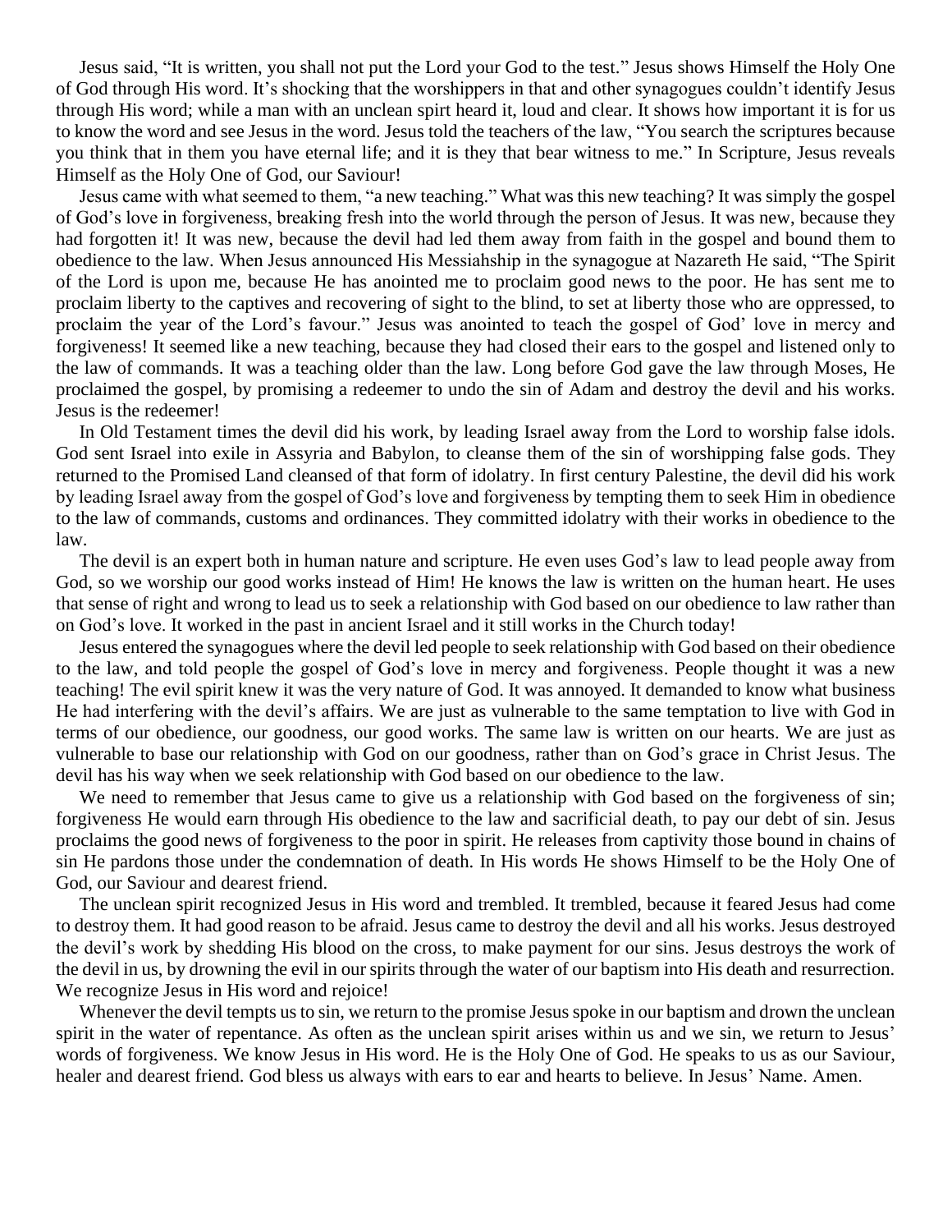Jesus said, “It is written, you shall not put the Lord your God to the test.” Jesus shows Himself the Holy One of God through His word. It’s shocking that the worshippers in that and other synagogues couldn’t identify Jesus through His word; while a man with an unclean spirt heard it, loud and clear. It shows how important it is for us to know the word and see Jesus in the word. Jesus told the teachers of the law, “You search the scriptures because you think that in them you have eternal life; and it is they that bear witness to me.” In Scripture, Jesus reveals Himself as the Holy One of God, our Saviour!

Jesus came with what seemed to them, “a new teaching.” What was this new teaching? It was simply the gospel of God’s love in forgiveness, breaking fresh into the world through the person of Jesus. It was new, because they had forgotten it! It was new, because the devil had led them away from faith in the gospel and bound them to obedience to the law. When Jesus announced His Messiahship in the synagogue at Nazareth He said, “The Spirit of the Lord is upon me, because He has anointed me to proclaim good news to the poor. He has sent me to proclaim liberty to the captives and recovering of sight to the blind, to set at liberty those who are oppressed, to proclaim the year of the Lord’s favour.” Jesus was anointed to teach the gospel of God’ love in mercy and forgiveness! It seemed like a new teaching, because they had closed their ears to the gospel and listened only to the law of commands. It was a teaching older than the law. Long before God gave the law through Moses, He proclaimed the gospel, by promising a redeemer to undo the sin of Adam and destroy the devil and his works. Jesus is the redeemer!

In Old Testament times the devil did his work, by leading Israel away from the Lord to worship false idols. God sent Israel into exile in Assyria and Babylon, to cleanse them of the sin of worshipping false gods. They returned to the Promised Land cleansed of that form of idolatry. In first century Palestine, the devil did his work by leading Israel away from the gospel of God’s love and forgiveness by tempting them to seek Him in obedience to the law of commands, customs and ordinances. They committed idolatry with their works in obedience to the law.

The devil is an expert both in human nature and scripture. He even uses God’s law to lead people away from God, so we worship our good works instead of Him! He knows the law is written on the human heart. He uses that sense of right and wrong to lead us to seek a relationship with God based on our obedience to law rather than on God’s love. It worked in the past in ancient Israel and it still works in the Church today!

Jesus entered the synagogues where the devil led people to seek relationship with God based on their obedience to the law, and told people the gospel of God’s love in mercy and forgiveness. People thought it was a new teaching! The evil spirit knew it was the very nature of God. It was annoyed. It demanded to know what business He had interfering with the devil’s affairs. We are just as vulnerable to the same temptation to live with God in terms of our obedience, our goodness, our good works. The same law is written on our hearts. We are just as vulnerable to base our relationship with God on our goodness, rather than on God’s grace in Christ Jesus. The devil has his way when we seek relationship with God based on our obedience to the law.

We need to remember that Jesus came to give us a relationship with God based on the forgiveness of sin; forgiveness He would earn through His obedience to the law and sacrificial death, to pay our debt of sin. Jesus proclaims the good news of forgiveness to the poor in spirit. He releases from captivity those bound in chains of sin He pardons those under the condemnation of death. In His words He shows Himself to be the Holy One of God, our Saviour and dearest friend.

The unclean spirit recognized Jesus in His word and trembled. It trembled, because it feared Jesus had come to destroy them. It had good reason to be afraid. Jesus came to destroy the devil and all his works. Jesus destroyed the devil’s work by shedding His blood on the cross, to make payment for our sins. Jesus destroys the work of the devil in us, by drowning the evil in our spirits through the water of our baptism into His death and resurrection. We recognize Jesus in His word and rejoice!

Whenever the devil tempts us to sin, we return to the promise Jesus spoke in our baptism and drown the unclean spirit in the water of repentance. As often as the unclean spirit arises within us and we sin, we return to Jesus’ words of forgiveness. We know Jesus in His word. He is the Holy One of God. He speaks to us as our Saviour, healer and dearest friend. God bless us always with ears to ear and hearts to believe. In Jesus’ Name. Amen.